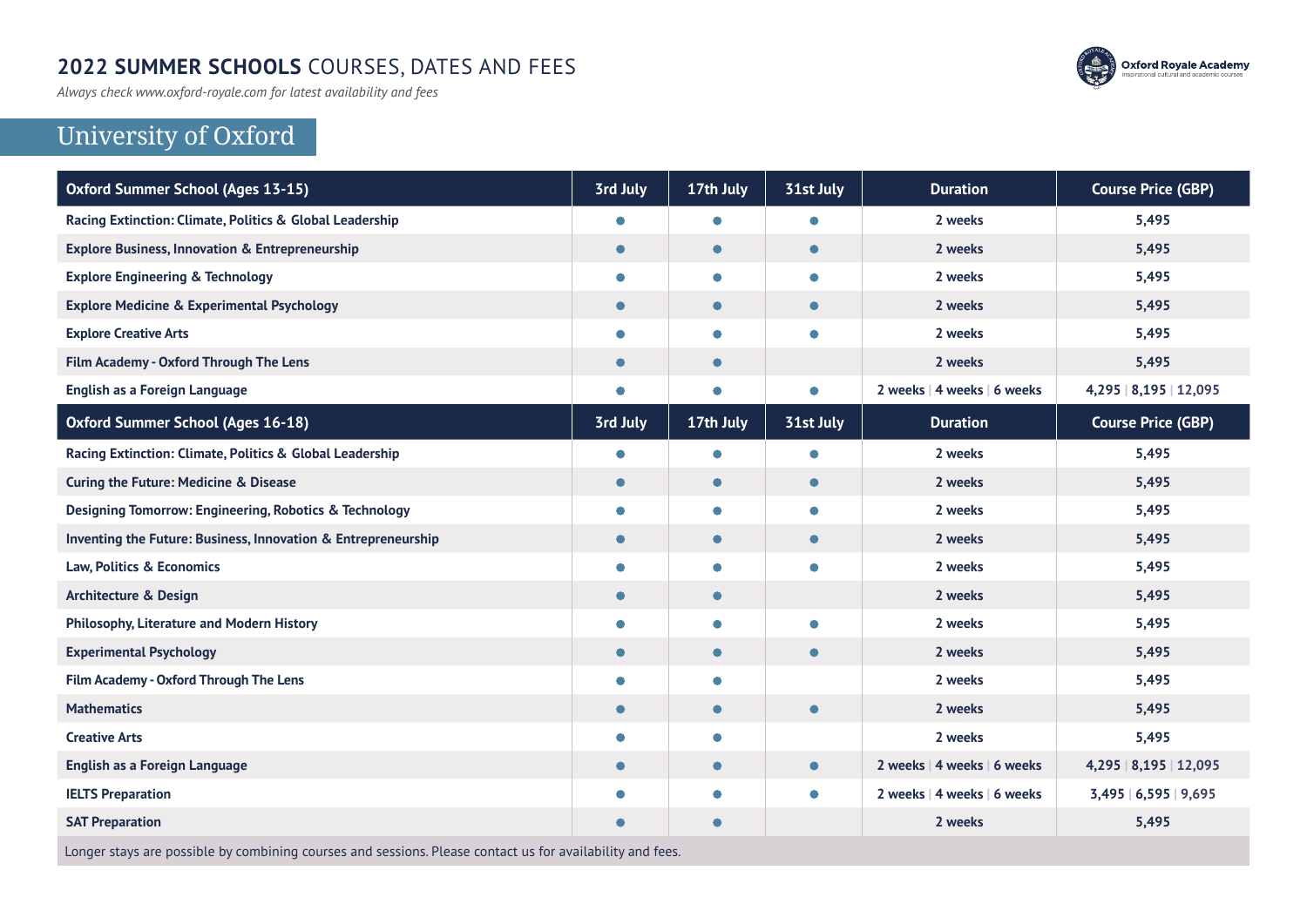# 2022 SUMMER SCHOOLS COURSES, DATES AND FEES

*Always check www.oxford-royale.com for latest availability and fees*

## University of Oxford

| Oxford Summer School (Ages 13-15) | 3rd July | 17th July | 31st July | Duration | Course Price (GBP) |
|---|---|---|---|---|---|
| Racing Extinction: Climate, Politics & Global Leadership | ● | ● | ● | 2 weeks | 5,495 |
| Explore Business, Innovation & Entrepreneurship | ● | ● | ● | 2 weeks | 5,495 |
| Explore Engineering & Technology | ● | ● | ● | 2 weeks | 5,495 |
| Explore Medicine & Experimental Psychology | ● | ● | ● | 2 weeks | 5,495 |
| Explore Creative Arts | ● | ● | ● | 2 weeks | 5,495 |
| Film Academy - Oxford Through The Lens | ● | ● | | 2 weeks | 5,495 |
| English as a Foreign Language | ● | ● | ● | 2 weeks \| 4 weeks \| 6 weeks | 4,295 \| 8,195 \| 12,095 |
| **Oxford Summer School (Ages 16-18)** | **3rd July** | **17th July** | **31st July** | **Duration** | **Course Price (GBP)** |
| Racing Extinction: Climate, Politics & Global Leadership | ● | ● | ● | 2 weeks | 5,495 |
| Curing the Future: Medicine & Disease | ● | ● | ● | 2 weeks | 5,495 |
| Designing Tomorrow: Engineering, Robotics & Technology | ● | ● | ● | 2 weeks | 5,495 |
| Inventing the Future: Business, Innovation & Entrepreneurship | ● | ● | ● | 2 weeks | 5,495 |
| Law, Politics & Economics | ● | ● | ● | 2 weeks | 5,495 |
| Architecture & Design | ● | ● | | 2 weeks | 5,495 |
| Philosophy, Literature and Modern History | ● | ● | ● | 2 weeks | 5,495 |
| Experimental Psychology | ● | ● | ● | 2 weeks | 5,495 |
| Film Academy - Oxford Through The Lens | ● | ● | | 2 weeks | 5,495 |
| Mathematics | ● | ● | ● | 2 weeks | 5,495 |
| Creative Arts | ● | ● | | 2 weeks | 5,495 |
| English as a Foreign Language | ● | ● | ● | 2 weeks \| 4 weeks \| 6 weeks | 4,295 \| 8,195 \| 12,095 |
| IELTS Preparation | ● | ● | ● | 2 weeks \| 4 weeks \| 6 weeks | 3,495 \| 6,595 \| 9,695 |
| SAT Preparation | ● | ● | | 2 weeks | 5,495 |

Longer stays are possible by combining courses and sessions. Please contact us for availability and fees.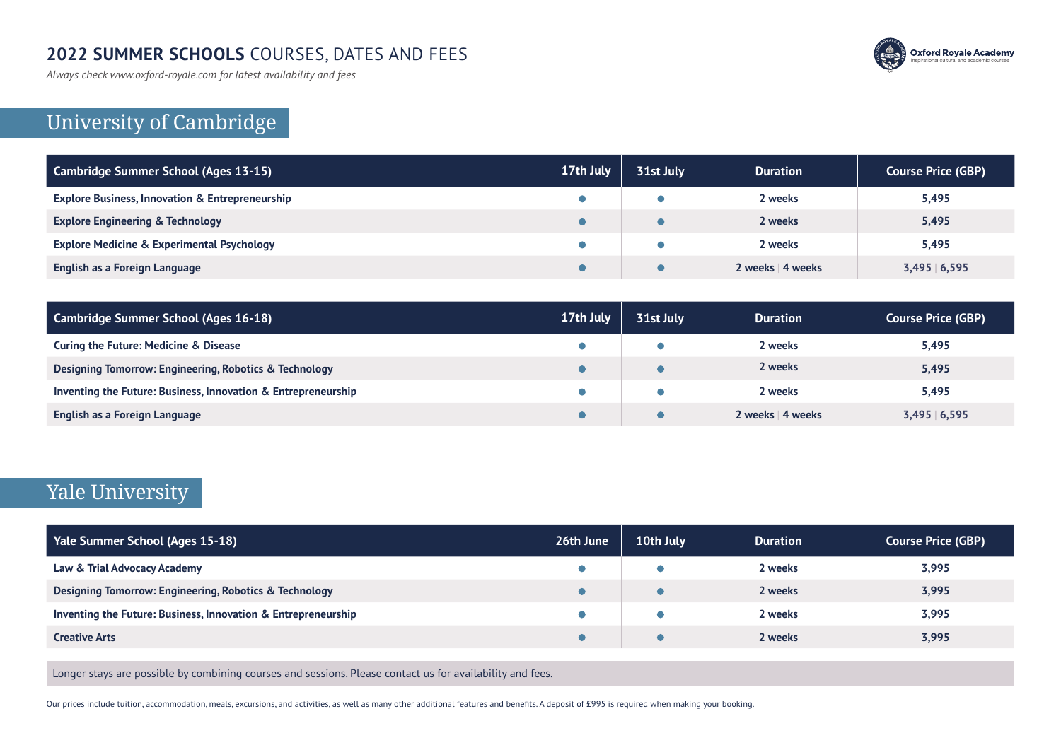## **2022 SUMMER SCHOOLS** COURSES, DATES AND FEES

*Always check www.oxford-royale.com for latest availability and fees*

Oxford Royale Academy
inspirational cultural and academic courses

# University of Cambridge

| Cambridge Summer School (Ages 13-15) | 17th July | 31st July | Duration | Course Price (GBP) |
|---|---|---|---|---|
| Explore Business, Innovation & Entrepreneurship | ● | ● | 2 weeks | 5,495 |
| Explore Engineering & Technology | ● | ● | 2 weeks | 5,495 |
| Explore Medicine & Experimental Psychology | ● | ● | 2 weeks | 5,495 |
| English as a Foreign Language | ● | ● | 2 weeks \| 4 weeks | 3,495 \| 6,595 |

| Cambridge Summer School (Ages 16-18) | 17th July | 31st July | Duration | Course Price (GBP) |
|---|---|---|---|---|
| Curing the Future: Medicine & Disease | ● | ● | 2 weeks | 5,495 |
| Designing Tomorrow: Engineering, Robotics & Technology | ● | ● | 2 weeks | 5,495 |
| Inventing the Future: Business, Innovation & Entrepreneurship | ● | ● | 2 weeks | 5,495 |
| English as a Foreign Language | ● | ● | 2 weeks \| 4 weeks | 3,495 \| 6,595 |

# Yale University

| Yale Summer School (Ages 15-18) | 26th June | 10th July | Duration | Course Price (GBP) |
|---|---|---|---|---|
| Law & Trial Advocacy Academy | ● | ● | 2 weeks | 3,995 |
| Designing Tomorrow: Engineering, Robotics & Technology | ● | ● | 2 weeks | 3,995 |
| Inventing the Future: Business, Innovation & Entrepreneurship | ● | ● | 2 weeks | 3,995 |
| Creative Arts | ● | ● | 2 weeks | 3,995 |

Longer stays are possible by combining courses and sessions. Please contact us for availability and fees.

Our prices include tuition, accommodation, meals, excursions, and activities, as well as many other additional features and benefits. A deposit of £995 is required when making your booking.